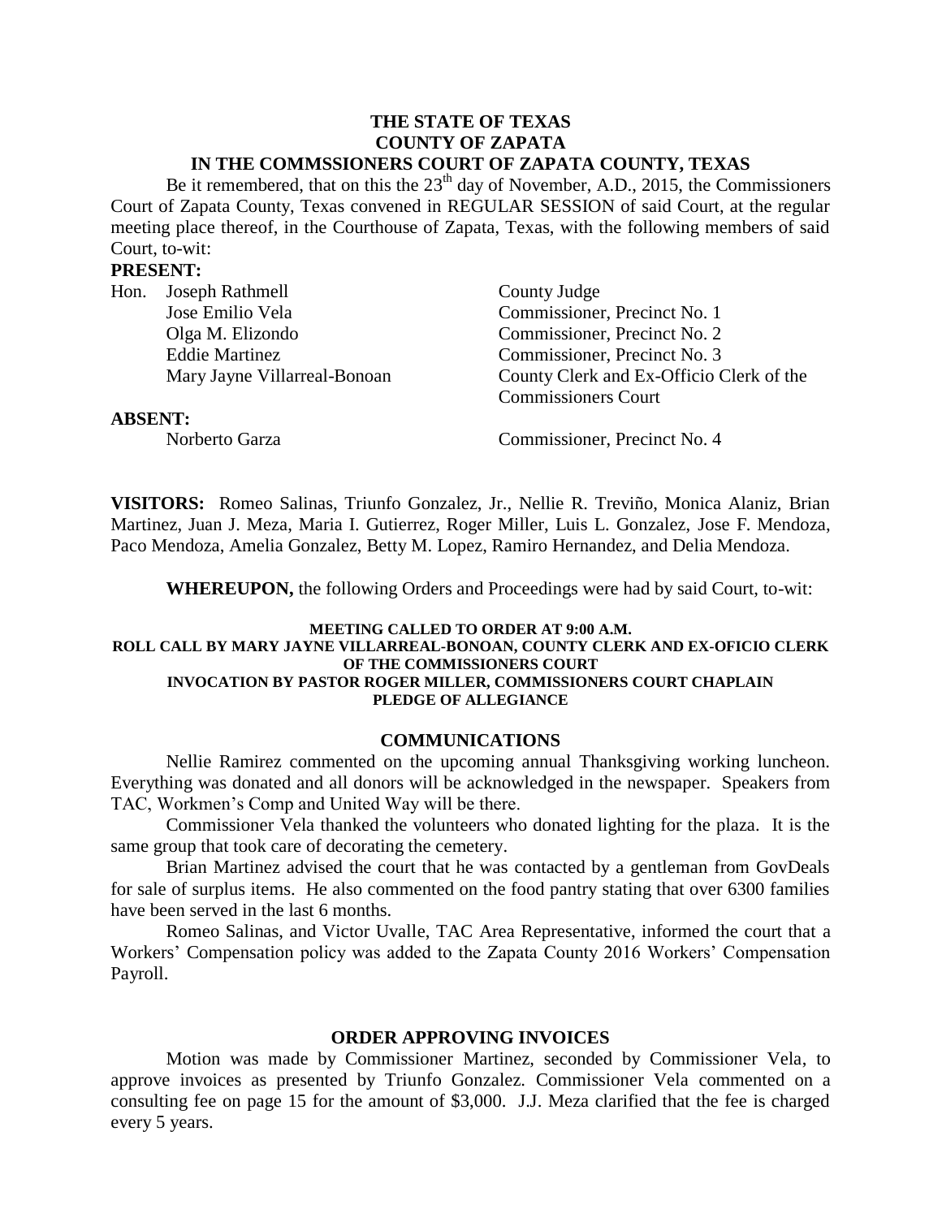**THE STATE OF TEXAS**
**COUNTY OF ZAPATA**
**IN THE COMMSSIONERS COURT OF ZAPATA COUNTY, TEXAS**

Be it remembered, that on this the 23[th] day of November, A.D., 2015, the Commissioners Court of Zapata County, Texas convened in REGULAR SESSION of said Court, at the regular meeting place thereof, in the Courthouse of Zapata, Texas, with the following members of said Court, to-wit:

**PRESENT:**

| | |
|---|---|
| Hon. Joseph Rathmell | County Judge |
| Jose Emilio Vela | Commissioner, Precinct No. 1 |
| Olga M. Elizondo | Commissioner, Precinct No. 2 |
| Eddie Martinez | Commissioner, Precinct No. 3 |
| Mary Jayne Villarreal-Bonoan | County Clerk and Ex-Officio Clerk of the Commissioners Court |

**ABSENT:**

| | |
|---|---|
| Norberto Garza | Commissioner, Precinct No. 4 |

**VISITORS:** Romeo Salinas, Triunfo Gonzalez, Jr., Nellie R. Treviño, Monica Alaniz, Brian Martinez, Juan J. Meza, Maria I. Gutierrez, Roger Miller, Luis L. Gonzalez, Jose F. Mendoza, Paco Mendoza, Amelia Gonzalez, Betty M. Lopez, Ramiro Hernandez, and Delia Mendoza.

**WHEREUPON,** the following Orders and Proceedings were had by said Court, to-wit:

**MEETING CALLED TO ORDER AT 9:00 A.M.**
**ROLL CALL BY MARY JAYNE VILLARREAL-BONOAN, COUNTY CLERK AND EX-OFICIO CLERK OF THE COMMISSIONERS COURT**
**INVOCATION BY PASTOR ROGER MILLER, COMMISSIONERS COURT CHAPLAIN**
**PLEDGE OF ALLEGIANCE**

## COMMUNICATIONS

Nellie Ramirez commented on the upcoming annual Thanksgiving working luncheon. Everything was donated and all donors will be acknowledged in the newspaper. Speakers from TAC, Workmen's Comp and United Way will be there.

Commissioner Vela thanked the volunteers who donated lighting for the plaza. It is the same group that took care of decorating the cemetery.

Brian Martinez advised the court that he was contacted by a gentleman from GovDeals for sale of surplus items. He also commented on the food pantry stating that over 6300 families have been served in the last 6 months.

Romeo Salinas, and Victor Uvalle, TAC Area Representative, informed the court that a Workers' Compensation policy was added to the Zapata County 2016 Workers' Compensation Payroll.

## ORDER APPROVING INVOICES

Motion was made by Commissioner Martinez, seconded by Commissioner Vela, to approve invoices as presented by Triunfo Gonzalez. Commissioner Vela commented on a consulting fee on page 15 for the amount of $3,000. J.J. Meza clarified that the fee is charged every 5 years.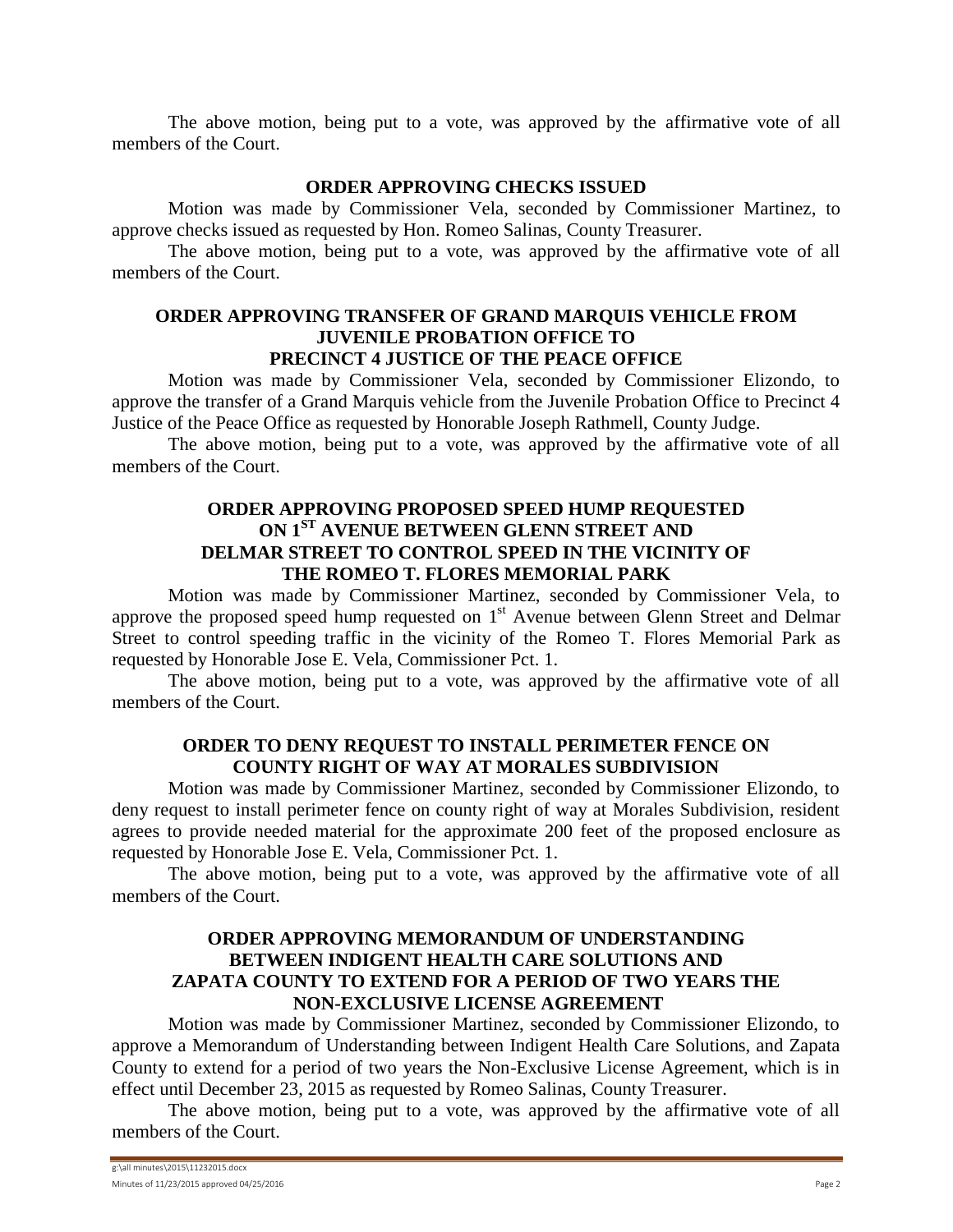The above motion, being put to a vote, was approved by the affirmative vote of all members of the Court.

**ORDER APPROVING CHECKS ISSUED**

Motion was made by Commissioner Vela, seconded by Commissioner Martinez, to approve checks issued as requested by Hon. Romeo Salinas, County Treasurer.

The above motion, being put to a vote, was approved by the affirmative vote of all members of the Court.

**ORDER APPROVING TRANSFER OF GRAND MARQUIS VEHICLE FROM JUVENILE PROBATION OFFICE TO PRECINCT 4 JUSTICE OF THE PEACE OFFICE**

Motion was made by Commissioner Vela, seconded by Commissioner Elizondo, to approve the transfer of a Grand Marquis vehicle from the Juvenile Probation Office to Precinct 4 Justice of the Peace Office as requested by Honorable Joseph Rathmell, County Judge.

The above motion, being put to a vote, was approved by the affirmative vote of all members of the Court.

**ORDER APPROVING PROPOSED SPEED HUMP REQUESTED ON 1ST AVENUE BETWEEN GLENN STREET AND DELMAR STREET TO CONTROL SPEED IN THE VICINITY OF THE ROMEO T. FLORES MEMORIAL PARK**

Motion was made by Commissioner Martinez, seconded by Commissioner Vela, to approve the proposed speed hump requested on 1st Avenue between Glenn Street and Delmar Street to control speeding traffic in the vicinity of the Romeo T. Flores Memorial Park as requested by Honorable Jose E. Vela, Commissioner Pct. 1.

The above motion, being put to a vote, was approved by the affirmative vote of all members of the Court.

**ORDER TO DENY REQUEST TO INSTALL PERIMETER FENCE ON COUNTY RIGHT OF WAY AT MORALES SUBDIVISION**

Motion was made by Commissioner Martinez, seconded by Commissioner Elizondo, to deny request to install perimeter fence on county right of way at Morales Subdivision, resident agrees to provide needed material for the approximate 200 feet of the proposed enclosure as requested by Honorable Jose E. Vela, Commissioner Pct. 1.

The above motion, being put to a vote, was approved by the affirmative vote of all members of the Court.

**ORDER APPROVING MEMORANDUM OF UNDERSTANDING BETWEEN INDIGENT HEALTH CARE SOLUTIONS AND ZAPATA COUNTY TO EXTEND FOR A PERIOD OF TWO YEARS THE NON-EXCLUSIVE LICENSE AGREEMENT**

Motion was made by Commissioner Martinez, seconded by Commissioner Elizondo, to approve a Memorandum of Understanding between Indigent Health Care Solutions, and Zapata County to extend for a period of two years the Non-Exclusive License Agreement, which is in effect until December 23, 2015 as requested by Romeo Salinas, County Treasurer.

The above motion, being put to a vote, was approved by the affirmative vote of all members of the Court.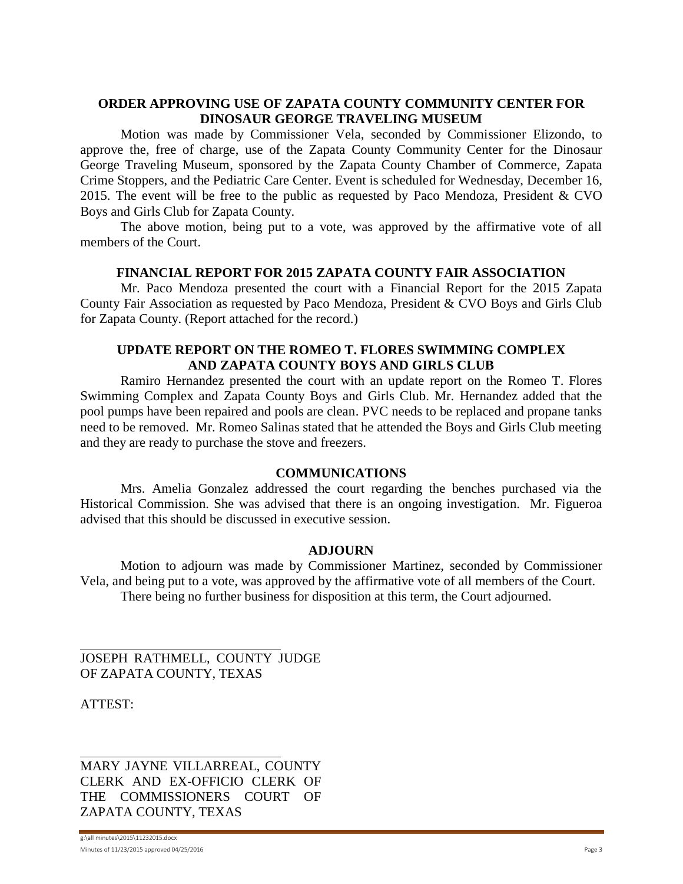**ORDER APPROVING USE OF ZAPATA COUNTY COMMUNITY CENTER FOR DINOSAUR GEORGE TRAVELING MUSEUM**

Motion was made by Commissioner Vela, seconded by Commissioner Elizondo, to approve the, free of charge, use of the Zapata County Community Center for the Dinosaur George Traveling Museum, sponsored by the Zapata County Chamber of Commerce, Zapata Crime Stoppers, and the Pediatric Care Center. Event is scheduled for Wednesday, December 16, 2015. The event will be free to the public as requested by Paco Mendoza, President & CVO Boys and Girls Club for Zapata County.

The above motion, being put to a vote, was approved by the affirmative vote of all members of the Court.

**FINANCIAL REPORT FOR 2015 ZAPATA COUNTY FAIR ASSOCIATION**

Mr. Paco Mendoza presented the court with a Financial Report for the 2015 Zapata County Fair Association as requested by Paco Mendoza, President & CVO Boys and Girls Club for Zapata County. (Report attached for the record.)

**UPDATE REPORT ON THE ROMEO T. FLORES SWIMMING COMPLEX AND ZAPATA COUNTY BOYS AND GIRLS CLUB**

Ramiro Hernandez presented the court with an update report on the Romeo T. Flores Swimming Complex and Zapata County Boys and Girls Club. Mr. Hernandez added that the pool pumps have been repaired and pools are clean. PVC needs to be replaced and propane tanks need to be removed. Mr. Romeo Salinas stated that he attended the Boys and Girls Club meeting and they are ready to purchase the stove and freezers.

**COMMUNICATIONS**

Mrs. Amelia Gonzalez addressed the court regarding the benches purchased via the Historical Commission. She was advised that there is an ongoing investigation. Mr. Figueroa advised that this should be discussed in executive session.

**ADJOURN**

Motion to adjourn was made by Commissioner Martinez, seconded by Commissioner Vela, and being put to a vote, was approved by the affirmative vote of all members of the Court.

There being no further business for disposition at this term, the Court adjourned.

\_\_\_\_\_\_\_\_\_\_\_\_\_\_\_\_\_\_\_\_\_\_\_\_\_\_\_\_\_\_\_\_

JOSEPH RATHMELL, COUNTY JUDGE OF ZAPATA COUNTY, TEXAS

ATTEST:

\_\_\_\_\_\_\_\_\_\_\_\_\_\_\_\_\_\_\_\_\_\_\_\_\_\_\_\_\_\_\_\_

MARY JAYNE VILLARREAL, COUNTY CLERK AND EX-OFFICIO CLERK OF THE COMMISSIONERS COURT OF ZAPATA COUNTY, TEXAS

g:\all minutes\2015\11232015.docx

Minutes of 11/23/2015 approved 04/25/2016